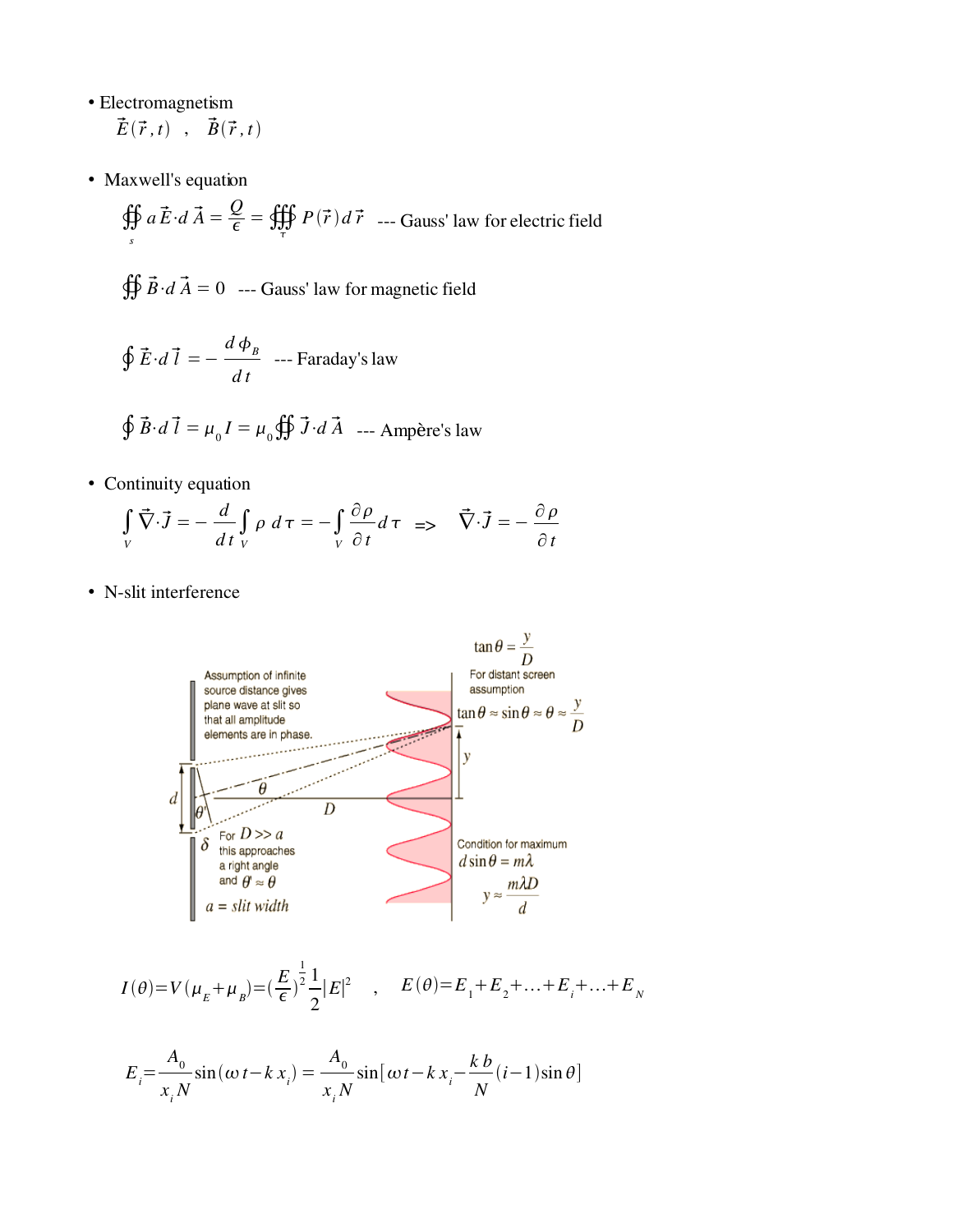- Electromagnetism

  $\vec{E}(\vec{r},t)$ , $\vec{B}(\vec{r},t)$

- Maxwell's equation

  $$\oiint_s a\,\vec{E}\cdot d\vec{A} = \frac{Q}{\epsilon} = \oiiint_\tau P(\vec{r})\,d\vec{r}$$ --- Gauss' law for electric field

  $$\oiint \vec{B}\cdot d\vec{A} = 0$$ --- Gauss' law for magnetic field

  $$\oint \vec{E}\cdot d\vec{l} = -\frac{d\phi_B}{dt}$$ --- Faraday's law

  $$\oint \vec{B}\cdot d\vec{l} = \mu_0 I = \mu_0 \oiint \vec{J}\cdot d\vec{A}$$ --- Ampère's law

- Continuity equation

  $$\int_V \vec{\nabla}\cdot\vec{J} = -\frac{d}{dt}\int_V \rho\, d\tau = -\int_V \frac{\partial\rho}{\partial t}d\tau \Rightarrow \vec{\nabla}\cdot\vec{J} = -\frac{\partial\rho}{\partial t}$$

- N-slit interference

Assumption of infinite source distance gives plane wave at slit so that all amplitude elements are in phase.

$\tan\theta = \frac{y}{D}$

For distant screen assumption

$\tan\theta \approx \sin\theta \approx \theta \approx \frac{y}{D}$

For $D >> a$ this approaches a right angle and $\theta' \approx \theta$

$a$ = slit width

Condition for maximum

$d\sin\theta = m\lambda$

$y \approx \frac{m\lambda D}{d}$

$$I(\theta) = V(\mu_E + \mu_B) = \left(\frac{E}{\epsilon}\right)^{\frac{1}{2}}\frac{1}{2}|E|^2 \quad , \quad E(\theta) = E_1 + E_2 + \ldots + E_i + \ldots + E_N$$

$$E_i = \frac{A_0}{x_i N}\sin(\omega t - k x_i) = \frac{A_0}{x_i N}\sin\left[\omega t - k x_i - \frac{k b}{N}(i-1)\sin\theta\right]$$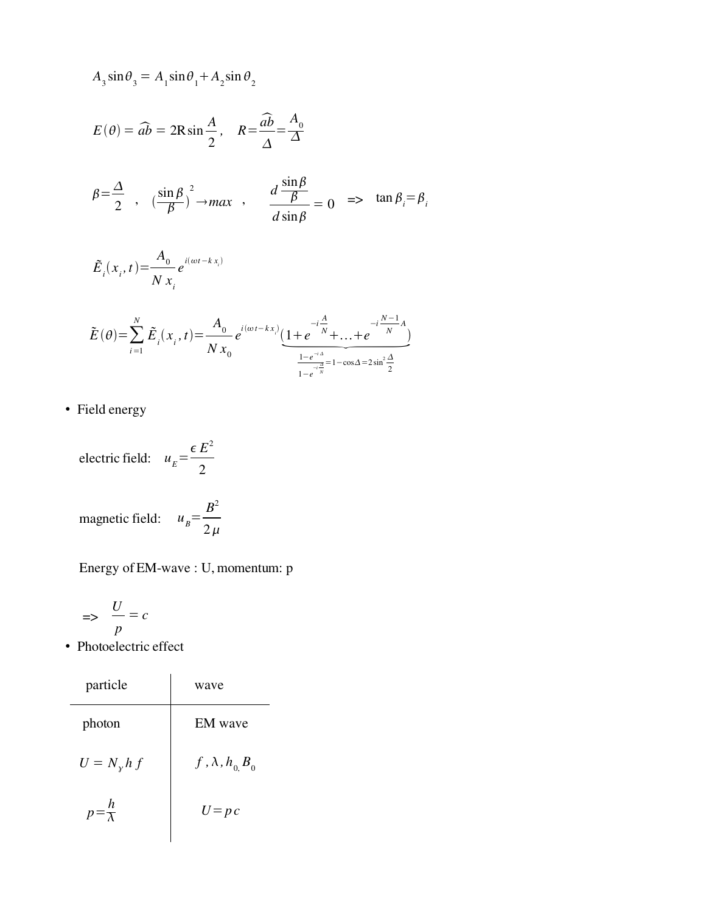$$A_3 \sin\theta_3 = A_1 \sin\theta_1 + A_2 \sin\theta_2$$

$$E(\theta) = \widehat{ab} = 2\mathrm{R}\sin\frac{A}{2}, \quad R = \frac{\widehat{ab}}{\Delta} = \frac{A_0}{\Delta}$$

$$\beta = \frac{\Delta}{2} \quad , \quad \left(\frac{\sin\beta}{\beta}\right)^2 \rightarrow max \quad , \quad \frac{d\,\frac{\sin\beta}{\beta}}{d\sin\beta} = 0 \quad \Rightarrow \quad \tan\beta_i = \beta_i$$

$$\tilde{E}_i(x_i, t) = \frac{A_0}{N\,x_i} e^{i(\omega t - k\,x_i)}$$

$$\tilde{E}(\theta) = \sum_{i=1}^{N} \tilde{E}_i(x_i, t) = \frac{A_0}{N\,x_0} e^{i(\omega t - k\,x_i)} \underbrace{\left(1 + e^{-i\frac{A}{N}} + \ldots + e^{-i\frac{N-1}{N}A}\right)}_{\frac{1-e^{-i\Delta}}{1-e^{-i\frac{\Delta}{N}}} = 1-\cos\Delta = 2\sin^2\frac{\Delta}{2}}$$

- Field energy

electric field: $\quad u_E = \dfrac{\epsilon E^2}{2}$

magnetic field: $\quad u_B = \dfrac{B^2}{2\mu}$

Energy of EM-wave : U, momentum: p

$$\Rightarrow \quad \frac{U}{p} = c$$

- Photoelectric effect

| particle | wave |
|---|---|
| photon | EM wave |
| $U = N_\gamma h\,f$ | $f, \lambda, h_0, B_0$ |
| $p = \dfrac{h}{\lambda}$ | $U = p\,c$ |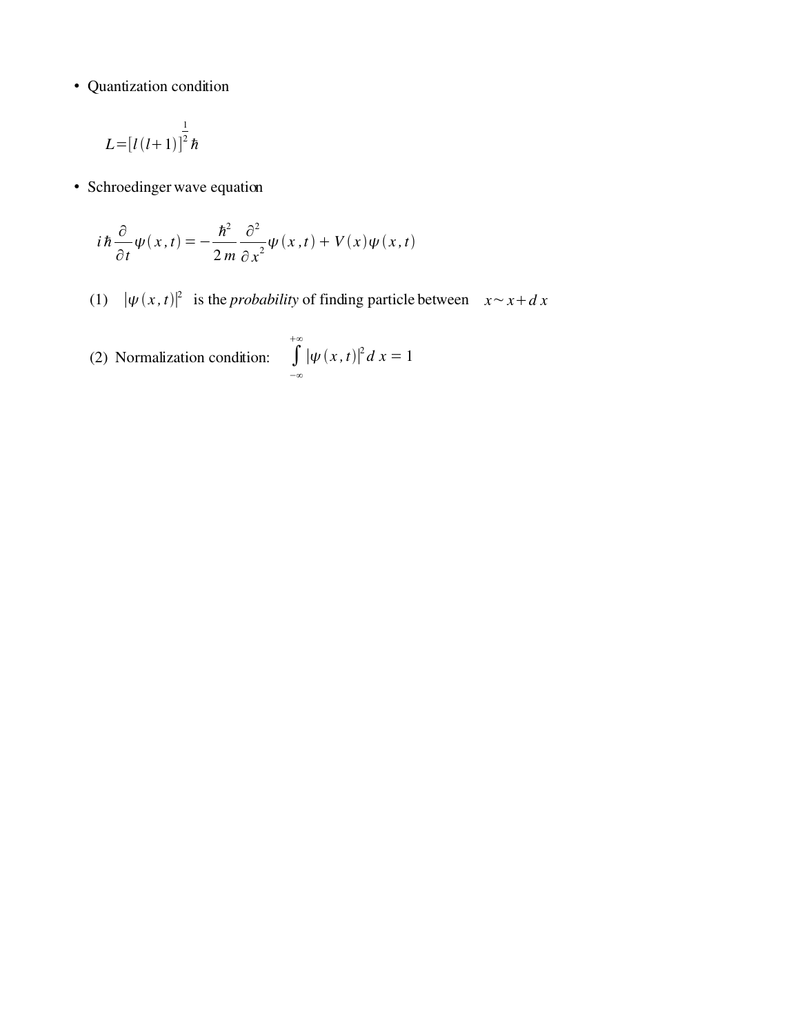- Quantization condition

$$L=[l(l+1)]^{\frac{1}{2}}\hbar$$

- Schroedinger wave equation

$$i\hbar\frac{\partial}{\partial t}\psi(x,t)=-\frac{\hbar^2}{2m}\frac{\partial^2}{\partial x^2}\psi(x,t)+V(x)\psi(x,t)$$

(1) $|\psi(x,t)|^2$ is the *probability* of finding particle between $x \sim x+dx$

(2) Normalization condition: $\int_{-\infty}^{+\infty}|\psi(x,t)|^2 dx = 1$